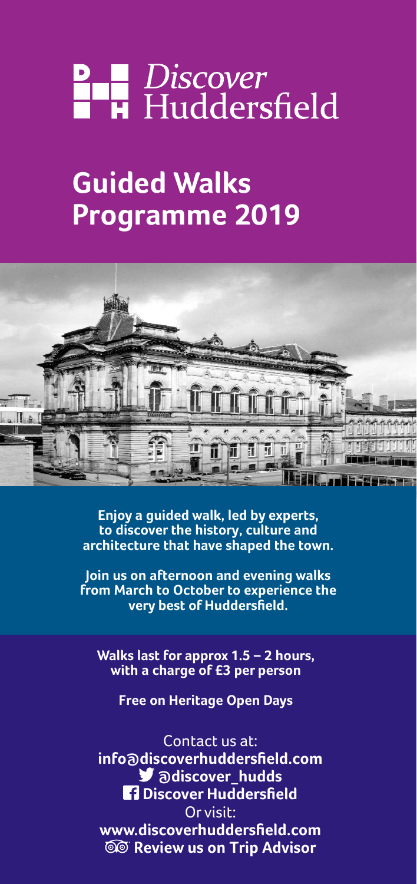# Discover Huddersfield

## Guided Walks Programme 2019

**Enjoy a guided walk, led by experts, to discover the history, culture and architecture that have shaped the town.**

**Join us on afternoon and evening walks from March to October to experience the very best of Huddersfield.**

**Walks last for approx 1.5 – 2 hours, with a charge of £3 per person**

**Free on Heritage Open Days**

Contact us at:
**info@discoverhuddersfield.com**
**@discover_hudds**
**Discover Huddersfield**
Or visit:
**www.discoverhuddersfield.com**
**Review us on Trip Advisor**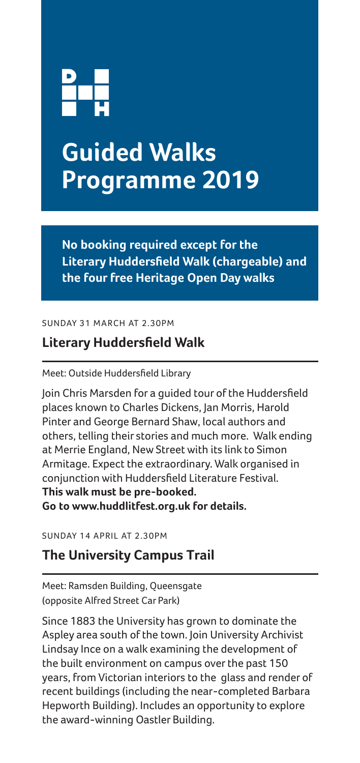# Guided Walks Programme 2019

**No booking required except for the Literary Huddersfield Walk (chargeable) and the four free Heritage Open Day walks**

SUNDAY 31 MARCH AT 2.30PM

## Literary Huddersfield Walk

Meet: Outside Huddersfield Library

Join Chris Marsden for a guided tour of the Huddersfield places known to Charles Dickens, Jan Morris, Harold Pinter and George Bernard Shaw, local authors and others, telling their stories and much more. Walk ending at Merrie England, New Street with its link to Simon Armitage. Expect the extraordinary. Walk organised in conjunction with Huddersfield Literature Festival.
**This walk must be pre-booked.**
**Go to www.huddlitfest.org.uk for details.**

SUNDAY 14 APRIL AT 2.30PM

## The University Campus Trail

Meet: Ramsden Building, Queensgate
(opposite Alfred Street Car Park)

Since 1883 the University has grown to dominate the Aspley area south of the town. Join University Archivist Lindsay Ince on a walk examining the development of the built environment on campus over the past 150 years, from Victorian interiors to the glass and render of recent buildings (including the near-completed Barbara Hepworth Building). Includes an opportunity to explore the award-winning Oastler Building.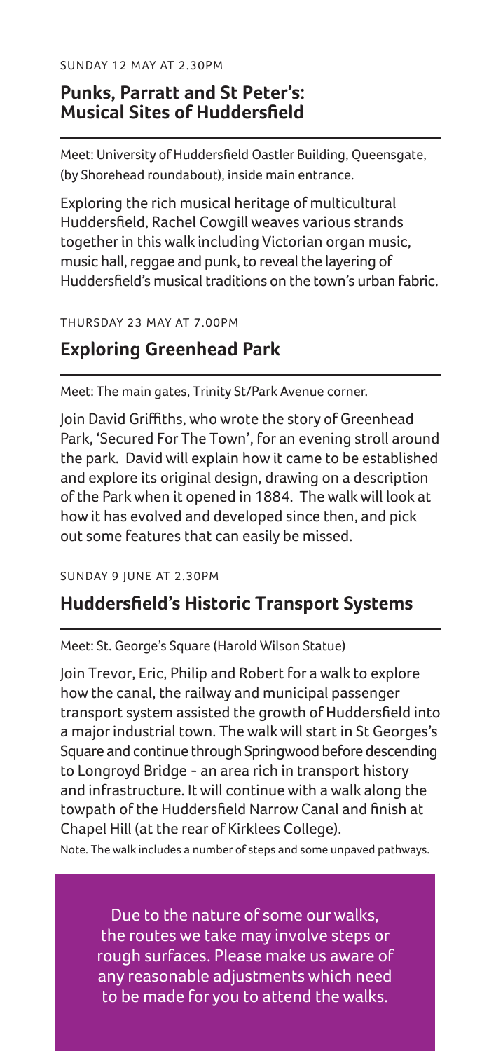SUNDAY 12 MAY AT 2.30PM

## Punks, Parratt and St Peter's: Musical Sites of Huddersfield

Meet: University of Huddersfield Oastler Building, Queensgate, (by Shorehead roundabout), inside main entrance.

Exploring the rich musical heritage of multicultural Huddersfield, Rachel Cowgill weaves various strands together in this walk including Victorian organ music, music hall, reggae and punk, to reveal the layering of Huddersfield's musical traditions on the town's urban fabric.

THURSDAY 23 MAY AT 7.00PM

## Exploring Greenhead Park

Meet: The main gates, Trinity St/Park Avenue corner.

Join David Griffiths, who wrote the story of Greenhead Park, 'Secured For The Town', for an evening stroll around the park. David will explain how it came to be established and explore its original design, drawing on a description of the Park when it opened in 1884. The walk will look at how it has evolved and developed since then, and pick out some features that can easily be missed.

SUNDAY 9 JUNE AT 2.30PM

## Huddersfield's Historic Transport Systems

Meet: St. George's Square (Harold Wilson Statue)

Join Trevor, Eric, Philip and Robert for a walk to explore how the canal, the railway and municipal passenger transport system assisted the growth of Huddersfield into a major industrial town. The walk will start in St Georges's Square and continue through Springwood before descending to Longroyd Bridge - an area rich in transport history and infrastructure. It will continue with a walk along the towpath of the Huddersfield Narrow Canal and finish at Chapel Hill (at the rear of Kirklees College).

Note. The walk includes a number of steps and some unpaved pathways.

Due to the nature of some our walks, the routes we take may involve steps or rough surfaces. Please make us aware of any reasonable adjustments which need to be made for you to attend the walks.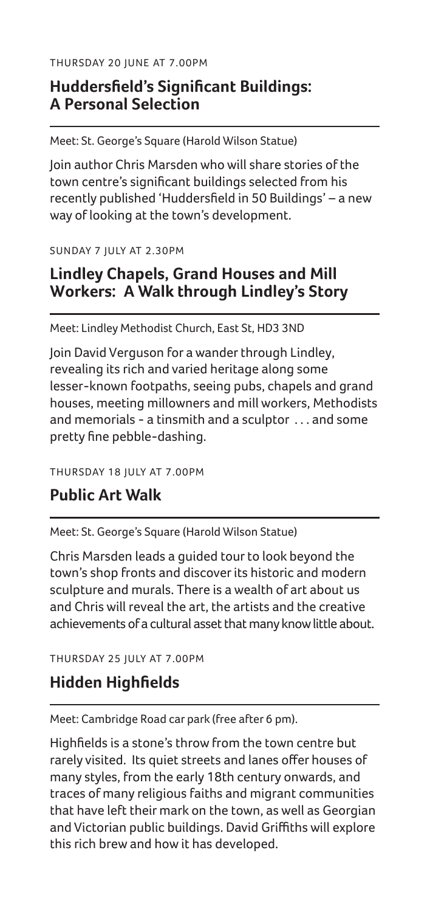THURSDAY 20 JUNE AT 7.00PM

## Huddersfield's Significant Buildings: A Personal Selection

Meet: St. George's Square (Harold Wilson Statue)

Join author Chris Marsden who will share stories of the town centre's significant buildings selected from his recently published 'Huddersfield in 50 Buildings' – a new way of looking at the town's development.

SUNDAY 7 JULY AT 2.30PM

## Lindley Chapels, Grand Houses and Mill Workers: A Walk through Lindley's Story

Meet: Lindley Methodist Church, East St, HD3 3ND

Join David Verguson for a wander through Lindley, revealing its rich and varied heritage along some lesser-known footpaths, seeing pubs, chapels and grand houses, meeting millowners and mill workers, Methodists and memorials - a tinsmith and a sculptor . . . and some pretty fine pebble-dashing.

THURSDAY 18 JULY AT 7.00PM

## Public Art Walk

Meet: St. George's Square (Harold Wilson Statue)

Chris Marsden leads a guided tour to look beyond the town's shop fronts and discover its historic and modern sculpture and murals. There is a wealth of art about us and Chris will reveal the art, the artists and the creative achievements of a cultural asset that many know little about.

THURSDAY 25 JULY AT 7.00PM

## Hidden Highfields

Meet: Cambridge Road car park (free after 6 pm).

Highfields is a stone's throw from the town centre but rarely visited. Its quiet streets and lanes offer houses of many styles, from the early 18th century onwards, and traces of many religious faiths and migrant communities that have left their mark on the town, as well as Georgian and Victorian public buildings. David Griffiths will explore this rich brew and how it has developed.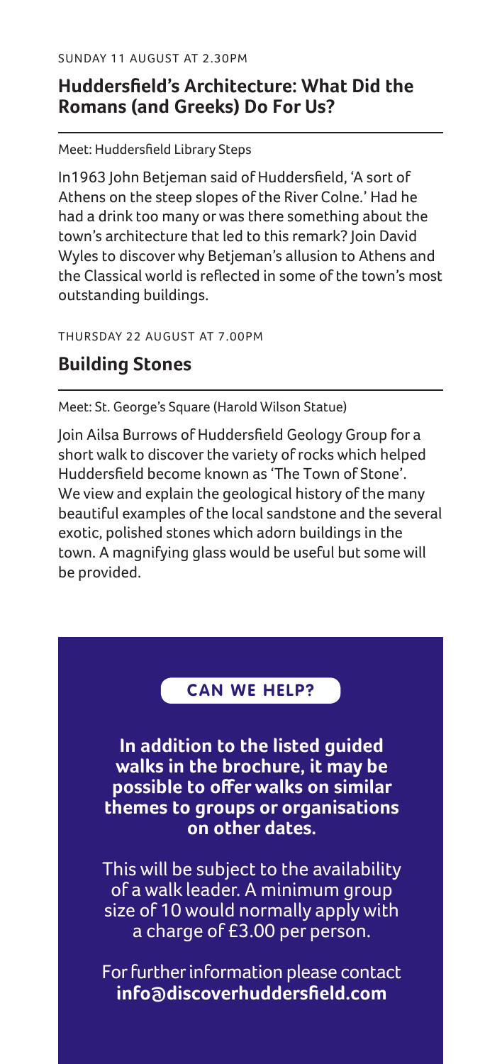SUNDAY 11 AUGUST AT 2.30PM

## Huddersfield's Architecture: What Did the Romans (and Greeks) Do For Us?

Meet: Huddersfield Library Steps

In1963 John Betjeman said of Huddersfield, 'A sort of Athens on the steep slopes of the River Colne.' Had he had a drink too many or was there something about the town's architecture that led to this remark? Join David Wyles to discover why Betjeman's allusion to Athens and the Classical world is reflected in some of the town's most outstanding buildings.

THURSDAY 22 AUGUST AT 7.00PM

## Building Stones

Meet: St. George's Square (Harold Wilson Statue)

Join Ailsa Burrows of Huddersfield Geology Group for a short walk to discover the variety of rocks which helped Huddersfield become known as 'The Town of Stone'. We view and explain the geological history of the many beautiful examples of the local sandstone and the several exotic, polished stones which adorn buildings in the town. A magnifying glass would be useful but some will be provided.

### CAN WE HELP?

**In addition to the listed guided walks in the brochure, it may be possible to offer walks on similar themes to groups or organisations on other dates.**

This will be subject to the availability of a walk leader. A minimum group size of 10 would normally apply with a charge of £3.00 per person.

For further information please contact **info@discoverhuddersfield.com**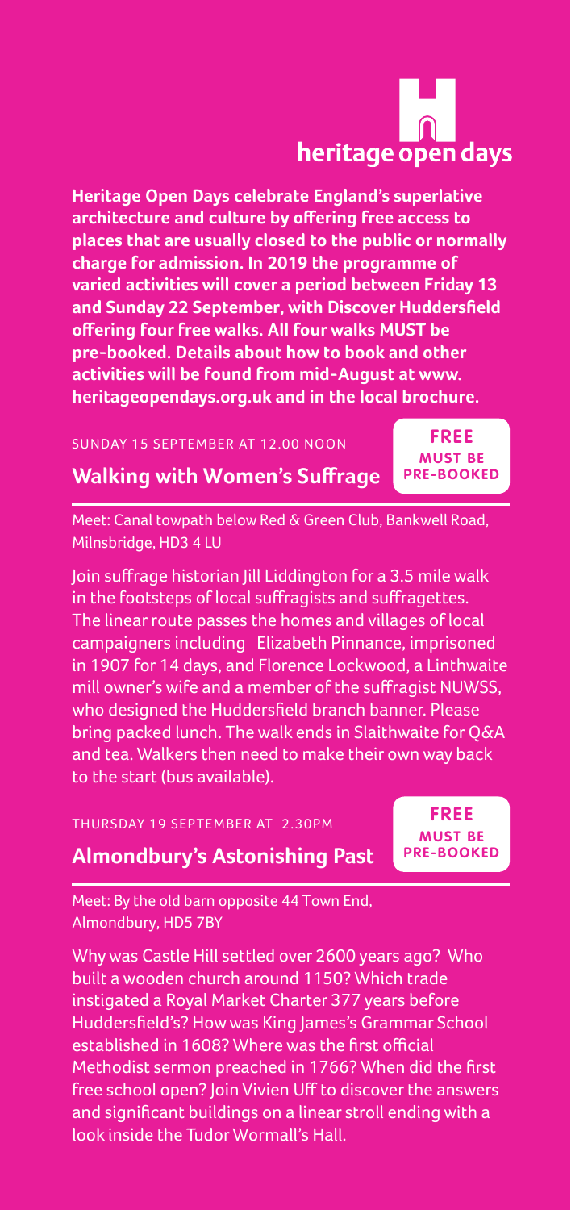**heritage open days**

**Heritage Open Days celebrate England's superlative architecture and culture by offering free access to places that are usually closed to the public or normally charge for admission. In 2019 the programme of varied activities will cover a period between Friday 13 and Sunday 22 September, with Discover Huddersfield offering four free walks. All four walks MUST be pre-booked. Details about how to book and other activities will be found from mid-August at www. heritageopendays.org.uk and in the local brochure.**

SUNDAY 15 SEPTEMBER AT 12.00 NOON

## Walking with Women's Suffrage

**FREE MUST BE PRE-BOOKED**

Meet: Canal towpath below Red & Green Club, Bankwell Road, Milnsbridge, HD3 4 LU

Join suffrage historian Jill Liddington for a 3.5 mile walk in the footsteps of local suffragists and suffragettes. The linear route passes the homes and villages of local campaigners including Elizabeth Pinnance, imprisoned in 1907 for 14 days, and Florence Lockwood, a Linthwaite mill owner's wife and a member of the suffragist NUWSS, who designed the Huddersfield branch banner. Please bring packed lunch. The walk ends in Slaithwaite for Q&A and tea. Walkers then need to make their own way back to the start (bus available).

THURSDAY 19 SEPTEMBER AT 2.30PM

## Almondbury's Astonishing Past

**FREE MUST BE PRE-BOOKED**

Meet: By the old barn opposite 44 Town End, Almondbury, HD5 7BY

Why was Castle Hill settled over 2600 years ago? Who built a wooden church around 1150? Which trade instigated a Royal Market Charter 377 years before Huddersfield's? How was King James's Grammar School established in 1608? Where was the first official Methodist sermon preached in 1766? When did the first free school open? Join Vivien Uff to discover the answers and significant buildings on a linear stroll ending with a look inside the Tudor Wormall's Hall.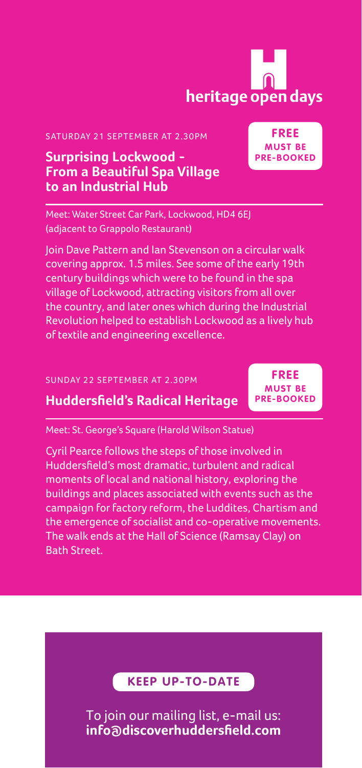heritage open days

SATURDAY 21 SEPTEMBER AT 2.30PM

## Surprising Lockwood - From a Beautiful Spa Village to an Industrial Hub

**FREE**
**MUST BE PRE-BOOKED**

Meet: Water Street Car Park, Lockwood, HD4 6EJ (adjacent to Grappolo Restaurant)

Join Dave Pattern and Ian Stevenson on a circular walk covering approx. 1.5 miles. See some of the early 19th century buildings which were to be found in the spa village of Lockwood, attracting visitors from all over the country, and later ones which during the Industrial Revolution helped to establish Lockwood as a lively hub of textile and engineering excellence.

SUNDAY 22 SEPTEMBER AT 2.30PM

## Huddersfield's Radical Heritage

**FREE**
**MUST BE PRE-BOOKED**

Meet: St. George's Square (Harold Wilson Statue)

Cyril Pearce follows the steps of those involved in Huddersfield's most dramatic, turbulent and radical moments of local and national history, exploring the buildings and places associated with events such as the campaign for factory reform, the Luddites, Chartism and the emergence of socialist and co-operative movements. The walk ends at the Hall of Science (Ramsay Clay) on Bath Street.

**KEEP UP-TO-DATE**

To join our mailing list, e-mail us:
**info@discoverhuddersfield.com**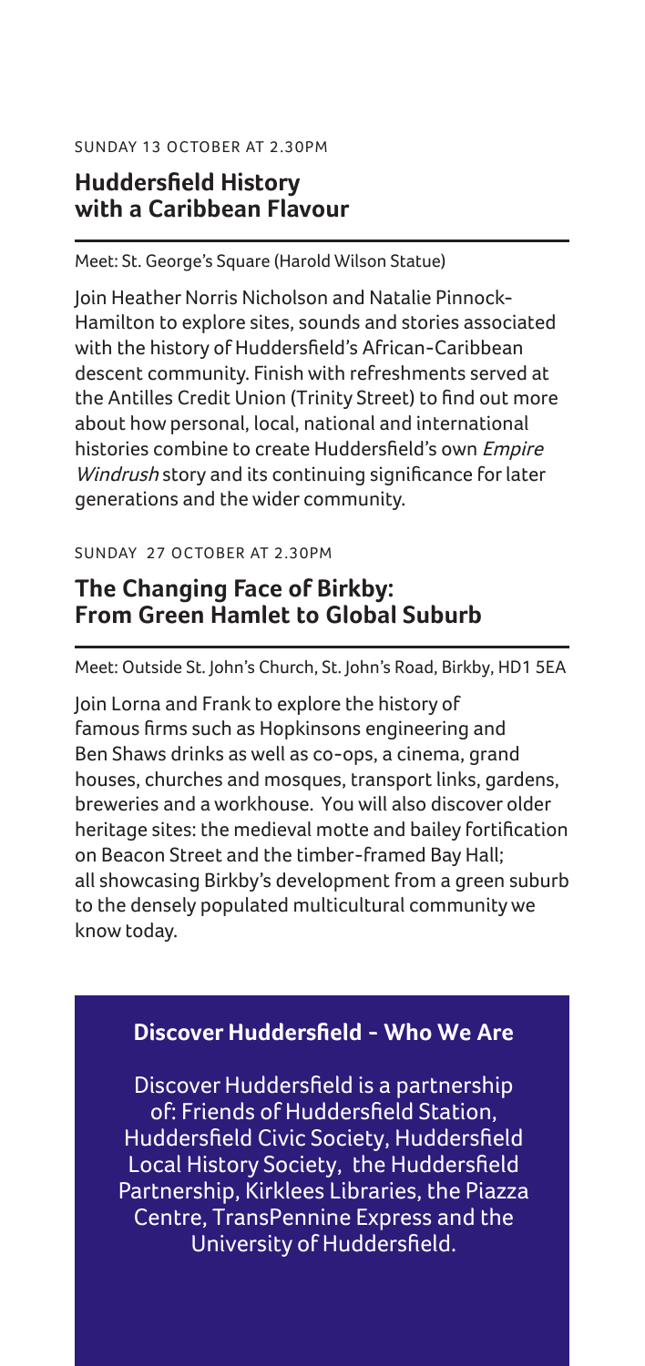SUNDAY 13 OCTOBER AT 2.30PM

## Huddersfield History with a Caribbean Flavour

Meet: St. George's Square (Harold Wilson Statue)

Join Heather Norris Nicholson and Natalie Pinnock-Hamilton to explore sites, sounds and stories associated with the history of Huddersfield's African-Caribbean descent community. Finish with refreshments served at the Antilles Credit Union (Trinity Street) to find out more about how personal, local, national and international histories combine to create Huddersfield's own *Empire Windrush* story and its continuing significance for later generations and the wider community.

SUNDAY 27 OCTOBER AT 2.30PM

## The Changing Face of Birkby: From Green Hamlet to Global Suburb

Meet: Outside St. John's Church, St. John's Road, Birkby, HD1 5EA

Join Lorna and Frank to explore the history of famous firms such as Hopkinsons engineering and Ben Shaws drinks as well as co-ops, a cinema, grand houses, churches and mosques, transport links, gardens, breweries and a workhouse. You will also discover older heritage sites: the medieval motte and bailey fortification on Beacon Street and the timber-framed Bay Hall; all showcasing Birkby's development from a green suburb to the densely populated multicultural community we know today.

### Discover Huddersfield - Who We Are

Discover Huddersfield is a partnership of: Friends of Huddersfield Station, Huddersfield Civic Society, Huddersfield Local History Society, the Huddersfield Partnership, Kirklees Libraries, the Piazza Centre, TransPennine Express and the University of Huddersfield.